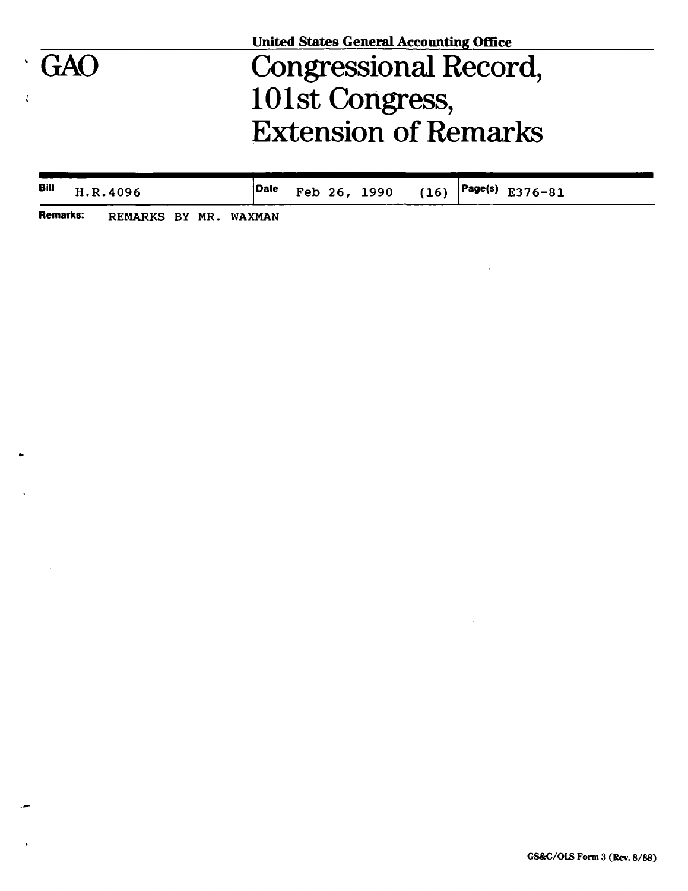United States General Accounting Office

# GAO

# Congressional Record, 101st Congress, Extension of Remarks

| Bill | Date | Page(s) |
|---|---|---|
| H.R.4096 | Feb 26, 1990 (16) | E376-81 |

**Remarks:** REMARKS BY MR. WAXMAN

GS&C/OLS Form 3 (Rev. 8/88)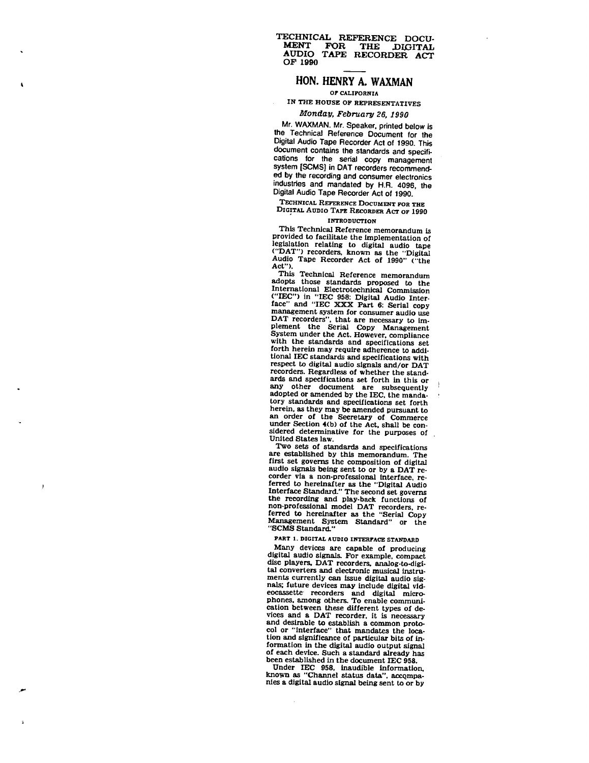# TECHNICAL REFERENCE DOCUMENT FOR THE DIGITAL AUDIO TAPE RECORDER ACT OF 1990

## HON. HENRY A. WAXMAN

OF CALIFORNIA

IN THE HOUSE OF REPRESENTATIVES

*Monday, February 26, 1990*

Mr. WAXMAN. Mr. Speaker, printed below is the Technical Reference Document for the Digital Audio Tape Recorder Act of 1990. This document contains the standards and specifications for the serial copy management system [SCMS] in DAT recorders recommended by the recording and consumer electronics industries and mandated by H.R. 4096, the Digital Audio Tape Recorder Act of 1990.

### TECHNICAL REFERENCE DOCUMENT FOR THE DIGITAL AUDIO TAPE RECORDER ACT OF 1990

#### INTRODUCTION

This Technical Reference memorandum is provided to facilitate the implementation of legislation relating to digital audio tape ("DAT") recorders, known as the "Digital Audio Tape Recorder Act of 1990" ("the Act").

This Technical Reference memorandum adopts those standards proposed to the International Electrotechnical Commission ("IEC") in "IEC 958: Digital Audio Interface" and "IEC XXX Part 6: Serial copy management system for consumer audio use DAT recorders", that are necessary to implement the Serial Copy Management System under the Act. However, compliance with the standards and specifications set forth herein may require adherence to additional IEC standards and specifications with respect to digital audio signals and/or DAT recorders. Regardless of whether the standards and specifications set forth in this or any other document are subsequently adopted or amended by the IEC, the mandatory standards and specifications set forth herein, as they may be amended pursuant to an order of the Secretary of Commerce under Section 4(b) of the Act, shall be considered determinative for the purposes of United States law.

Two sets of standards and specifications are established by this memorandum. The first set governs the composition of digital audio signals being sent to or by a DAT recorder via a non-professional interface, referred to hereinafter as the "Digital Audio Interface Standard." The second set governs the recording and play-back functions of non-professional model DAT recorders, referred to hereinafter as the "Serial Copy Management System Standard" or the "SCMS Standard."

#### PART 1. DIGITAL AUDIO INTERFACE STANDARD

Many devices are capable of producing digital audio signals. For example, compact disc players, DAT recorders, analog-to-digital converters and electronic musical instruments currently can issue digital audio signals; future devices may include digital videocassette recorders and digital microphones, among others. To enable communication between these different types of devices and a DAT recorder, it is necessary and desirable to establish a common protocol or "interface" that mandates the location and significance of particular bits of information in the digital audio output signal of each device. Such a standard already has been established in the document IEC 958.

Under IEC 958, inaudible information, known as "Channel status data", accompanies a digital audio signal being sent to or by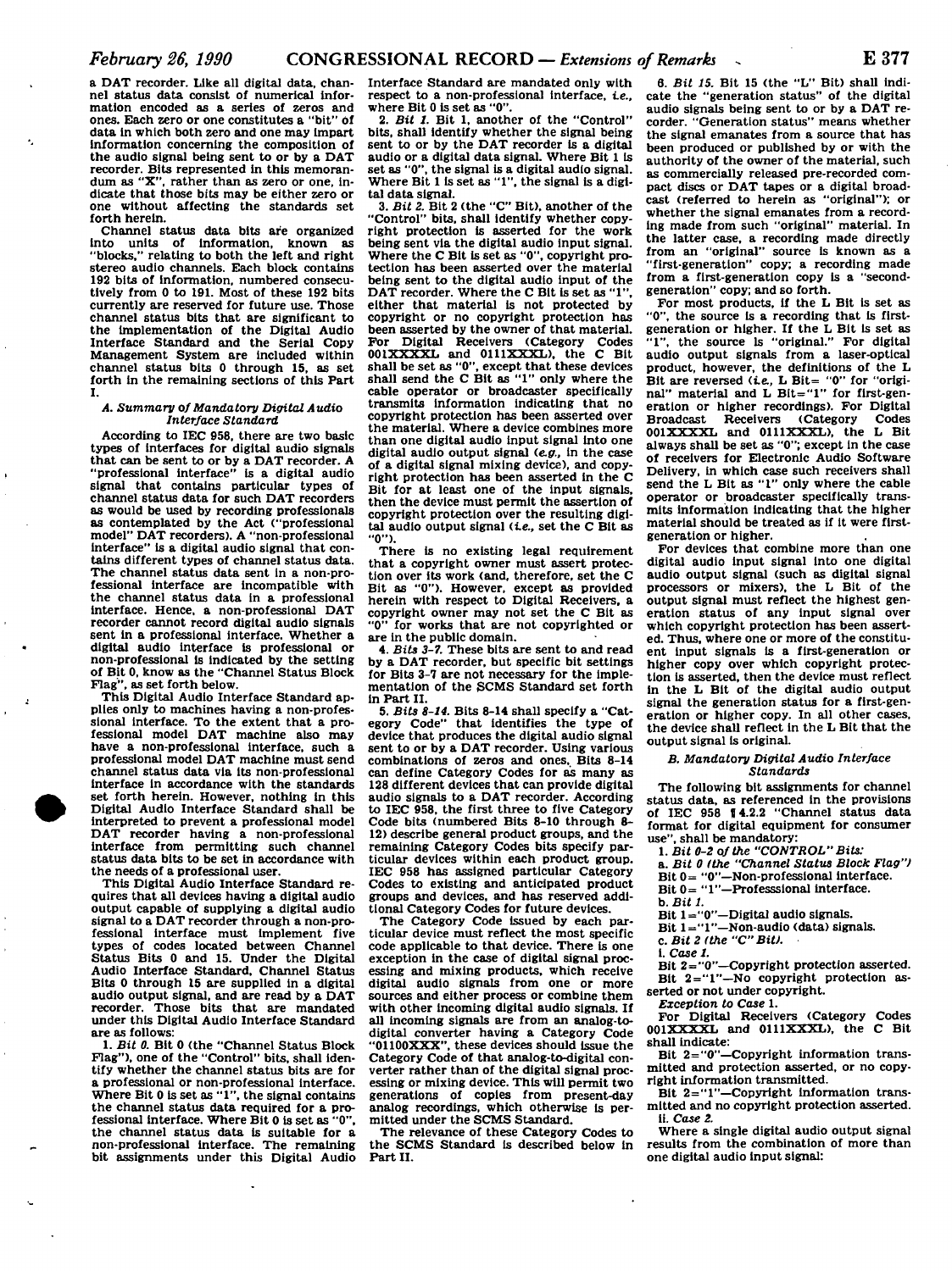a DAT recorder. Like all digital data, channel status data consist of numerical information encoded as a series of zeros and ones. Each zero or one constitutes a "bit" of data in which both zero and one may impart information concerning the composition of the audio signal being sent to or by a DAT recorder. Bits represented in this memorandum as "X", rather than as zero or one, indicate that those bits may be either zero or one without affecting the standards set forth herein.

Channel status data bits are organized into units of information, known as "blocks," relating to both the left and right stereo audio channels. Each block contains 192 bits of information, numbered consecutively from 0 to 191. Most of these 192 bits currently are reserved for future use. Those channel status bits that are significant to the implementation of the Digital Audio Interface Standard and the Serial Copy Management System are included within channel status bits 0 through 15, as set forth in the remaining sections of this Part I.

### A. Summary of Mandatory Digital Audio Interface Standard

According to IEC 958, there are two basic types of interfaces for digital audio signals that can be sent to or by a DAT recorder. A "professional interface" is a digital audio signal that contains particular types of channel status data for such DAT recorders as would be used by recording professionals as contemplated by the Act ("professional model" DAT recorders). A "non-professional interface" is a digital audio signal that contains different types of channel status data. The channel status data sent in a non-professional interface are incompatible with the channel status data in a professional interface. Hence, a non-professional DAT recorder cannot record digital audio signals sent in a professional interface. Whether a digital audio interface is professional or non-professional is indicated by the setting of Bit 0, know as the "Channel Status Block Flag", as set forth below.

This Digital Audio Interface Standard applies only to machines having a non-professional interface. To the extent that a professional model DAT machine also may have a non-professional interface, such a professional model DAT machine must send channel status data via its non-professional interface in accordance with the standards set forth herein. However, nothing in this Digital Audio Interface Standard shall be interpreted to prevent a professional model DAT recorder having a non-professional interface from permitting such channel status data bits to be set in accordance with the needs of a professional user.

This Digital Audio Interface Standard requires that all devices having a digital audio output capable of supplying a digital audio signal to a DAT recorder through a non-professional interface must implement five types of codes located between Channel Status Bits 0 and 15. Under the Digital Audio Interface Standard, Channel Status Bits 0 through 15 are supplied in a digital audio output signal, and are read by a DAT recorder. Those bits that are mandated under this Digital Audio Interface Standard are as follows:

1. *Bit 0.* Bit 0 (the "Channel Status Block Flag"), one of the "Control" bits, shall identify whether the channel status bits are for a professional or non-professional interface. Where Bit 0 is set as "1", the signal contains the channel status data required for a professional interface. Where Bit 0 is set as "0", the channel status data is suitable for a non-professional interface. The remaining bit assignments under this Digital Audio Interface Standard are mandated only with respect to a non-professional interface, *i.e.*, where Bit 0 is set as "0".

2. *Bit 1.* Bit 1, another of the "Control" bits, shall identify whether the signal being sent to or by the DAT recorder is a digital audio or a digital data signal. Where Bit 1 is set as "0", the signal is a digital audio signal. Where Bit 1 is set as "1", the signal is a digital data signal.

3. *Bit 2.* Bit 2 (the "C" Bit), another of the "Control" bits, shall identify whether copyright protection is asserted for the work being sent via the digital audio input signal. Where the C Bit is set as "0", copyright protection has been asserted over the material being sent to the digital audio input of the DAT recorder. Where the C Bit is set as "1", either that material is not protected by copyright or no copyright protection has been asserted by the owner of that material. For Digital Receivers (Category Codes 001XXXXL and 0111XXXL), the C Bit shall be set as "0", except that these devices shall send the C Bit as "1" only where the cable operator or broadcaster specifically transmits information indicating that no copyright protection has been asserted over the material. Where a device combines more than one digital audio input signal into one digital audio output signal (*e.g.*, in the case of a digital signal mixing device), and copyright protection has been asserted in the C Bit for at least one of the input signals, then the device must permit the assertion of copyright protection over the resulting digital audio output signal (*i.e.*, set the C Bit as "0").

There is no existing legal requirement that a copyright owner must assert protection over its work (and, therefore, set the C Bit as "0"). However, except as provided herein with respect to Digital Receivers, a copyright owner may not set the C Bit as "0" for works that are not copyrighted or are in the public domain.

4. *Bits 3-7.* These bits are sent to and read by a DAT recorder, but specific bit settings for Bits 3-7 are not necessary for the implementation of the SCMS Standard set forth in Part II.

5. *Bits 8-14.* Bits 8-14 shall specify a "Category Code" that identifies the type of device that produces the digital audio signal sent to or by a DAT recorder. Using various combinations of zeros and ones, Bits 8-14 can define Category Codes for as many as 128 different devices that can provide digital audio signals to a DAT recorder. According to IEC 958, the first three to five Category Code bits (numbered Bits 8-10 through 8-12) describe general product groups, and the remaining Category Codes bits specify particular devices within each product group. IEC 958 has assigned particular Category Codes to existing and anticipated product groups and devices, and has reserved additional Category Codes for future devices.

The Category Code issued by each particular device must reflect the most specific code applicable to that device. There is one exception in the case of digital signal processing and mixing products, which receive digital audio signals from one or more sources and either process or combine them with other incoming digital audio signals. If all incoming signals are from an analog-to-digital converter having a Category Code "01100XXX", these devices should issue the Category Code of that analog-to-digital converter rather than of the digital signal processing or mixing device. This will permit two generations of copies from present-day analog recordings, which otherwise is permitted under the SCMS Standard.

The relevance of these Category Codes to the SCMS Standard is described below in Part II.

6. *Bit 15.* Bit 15 (the "L" Bit) shall indicate the "generation status" of the digital audio signals being sent to or by a DAT recorder. "Generation status" means whether the signal emanates from a source that has been produced or published by or with the authority of the owner of the material, such as commercially released pre-recorded compact discs or DAT tapes or a digital broadcast (referred to herein as "original"); or whether the signal emanates from a recording made from such "original" material. In the latter case, a recording made directly from an "original" source is known as a "first-generation" copy; a recording made from a first-generation copy is a "second-generation" copy; and so forth.

For most products, if the L Bit is set as "0", the source is a recording that is first-generation or higher. If the L Bit is set as "1", the source is "original." For digital audio output signals from a laser-optical product, however, the definitions of the L Bit are reversed (*i.e.*, L Bit= "0" for "original" material and L Bit="1" for first-generation or higher recordings). For Digital Broadcast Receivers (Category Codes 001XXXXL and 0111XXXL), the L Bit always shall be set as "0"; except in the case of receivers for Electronic Audio Software Delivery, in which case such receivers shall send the L Bit as "1" only where the cable operator or broadcaster specifically transmits information indicating that the higher material should be treated as if it were first-generation or higher.

For devices that combine more than one digital audio input signal into one digital audio output signal (such as digital signal processors or mixers), the L Bit of the output signal must reflect the highest generation status of any input signal over which copyright protection has been asserted. Thus, where one or more of the constituent input signals is a first-generation or higher copy over which copyright protection is asserted, then the device must reflect in the L Bit of the digital audio output signal the generation status for a first-generation or higher copy. In all other cases, the device shall reflect in the L Bit that the output signal is original.

### B. Mandatory Digital Audio Interface Standards

The following bit assignments for channel status data, as referenced in the provisions of IEC 958 ¶4.2.2 "Channel status data format for digital equipment for consumer use", shall be mandatory:

1. *Bit 0-2 of the "CONTROL" Bits:*

a. *Bit 0 (the "Channel Status Block Flag")*

Bit 0= "0"—Non-professional interface.

Bit 0= "1"—Professsional interface.

b. *Bit 1.*

Bit 1="0"—Digital audio signals.

Bit 1="1"—Non-audio (data) signals.

c. *Bit 2 (the "C" Bit).*

i. *Case 1.*

Bit 2="0"—Copyright protection asserted.

Bit 2="1"—No copyright protection asserted or not under copyright.

*Exception to Case 1.*

For Digital Receivers (Category Codes 001XXXXL and 0111XXXL), the C Bit shall indicate:

Bit 2="0"—Copyright information transmitted and protection asserted, or no copyright information transmitted.

Bit 2="1"—Copyright information transmitted and no copyright protection asserted.

ii. *Case 2.*

Where a single digital audio output signal results from the combination of more than one digital audio input signal: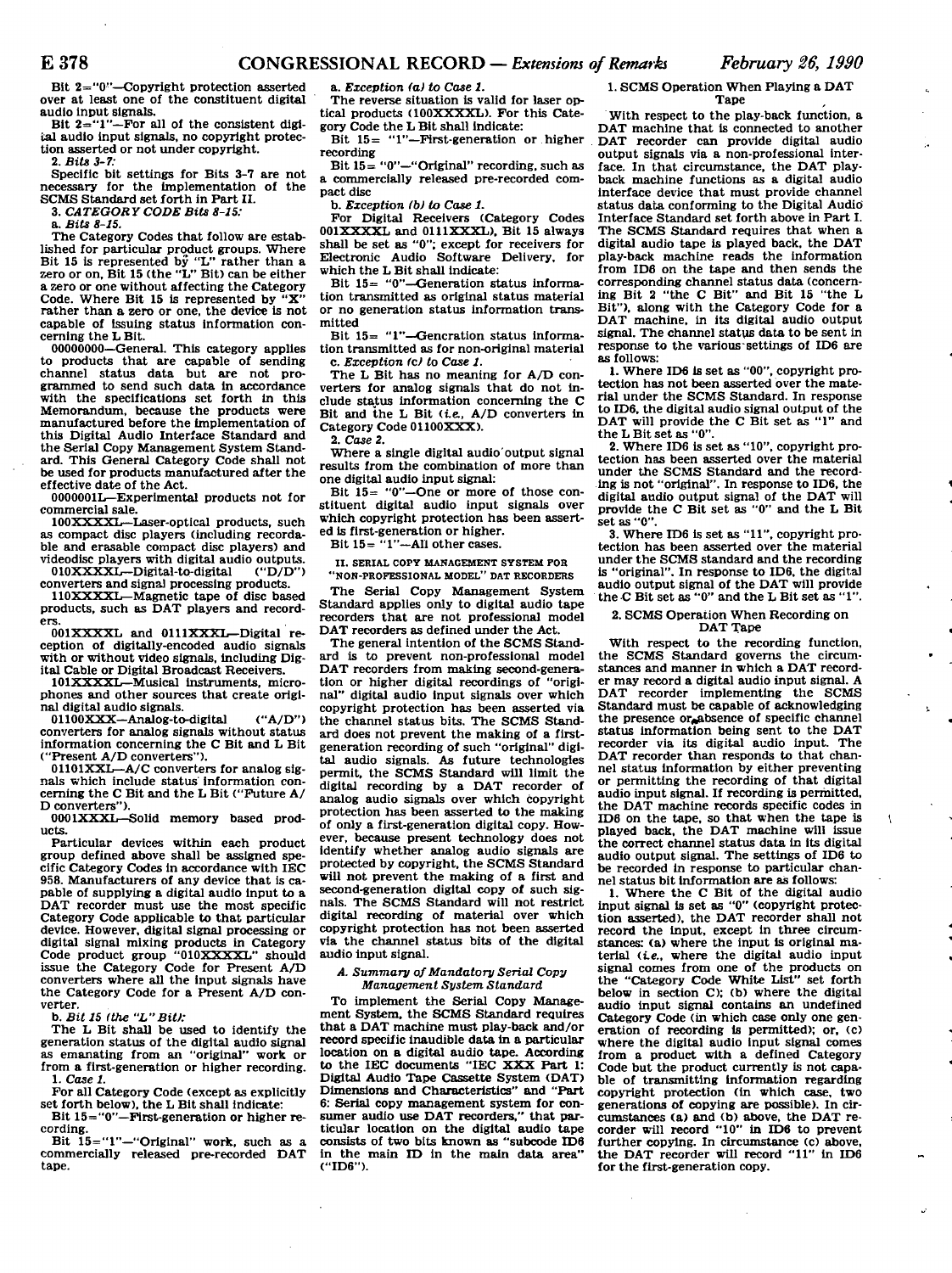Bit 2="0"—Copyright protection asserted over at least one of the constituent digital audio input signals.

Bit 2="1"—For all of the consistent digital audio input signals, no copyright protection asserted or not under copyright.

2. *Bits 3-7:*

Specific bit settings for Bits 3-7 are not necessary for the implementation of the SCMS Standard set forth in Part II.

3. *CATEGORY CODE Bits 8-15:*

a. *Bits 8-15.*

The Category Codes that follow are established for particular product groups. Where Bit 15 is represented by "L" rather than a zero or on, Bit 15 (the "L" Bit) can be either a zero or one without affecting the Category Code. Where Bit 15 is represented by "X" rather than a zero or one, the device is not capable of issuing status information concerning the L Bit.

00000000—General. This category applies to products that are capable of sending channel status data but are not programmed to send such data in accordance with the specifications set forth in this Memorandum, because the products were manufactured before the implementation of this Digital Audio Interface Standard and the Serial Copy Management System Standard. This General Category Code shall not be used for products manufactured after the effective date of the Act.

0000001L—Experimental products not for commercial sale.

100XXXXL—Laser-optical products, such as compact disc players (including recordable and erasable compact disc players) and videodisc players with digital audio outputs.

010XXXXL—Digital-to-digital ("D/D") converters and signal processing products.

110XXXXL—Magnetic tape of disc based products, such as DAT players and recorders.

001XXXXL and 0111XXXL—Digital reception of digitally-encoded audio signals with or without video signals, including Digital Cable or Digital Broadcast Receivers.

101XXXXL—Musical instruments, microphones and other sources that create original digital audio signals.

01100XXX—Analog-to-digital ("A/D") converters for analog signals without status information concerning the C Bit and L Bit ("Present A/D converters").

01101XXL—A/C converters for analog signals which include status information concerning the C Bit and the L Bit ("Future A/D converters").

0001XXXL—Solid memory based products.

Particular devices within each product group defined above shall be assigned specific Category Codes in accordance with IEC 958. Manufacturers of any device that is capable of supplying a digital audio input to a DAT recorder must use the most specific Category Code applicable to that particular device. However, digital signal processing or digital signal mixing products in Category Code product group "010XXXXL" should issue the Category Code for Present A/D converters where all the input signals have the Category Code for a Present A/D converter.

b. *Bit 15 (the "L" Bit):*

The L Bit shall be used to identify the generation status of the digital audio signal as emanating from an "original" work or from a first-generation or higher recording.

1. *Case 1.*

For all Category Code (except as explicitly set forth below), the L Bit shall indicate:

Bit 15="0"—First-generation or higher recording.

Bit 15="1"—"Original" work, such as a commercially released pre-recorded DAT tape.

a. *Exception (a) to Case 1.*

The reverse situation is valid for laser optical products (100XXXXL). For this Category Code the L Bit shall indicate:

Bit 15= "1"—First-generation or higher recording

Bit 15= "0"—"Original" recording, such as a commercially released pre-recorded compact disc

b. *Exception (b) to Case 1.*

For Digital Receivers (Category Codes 001XXXXL and 0111XXXL), Bit 15 always shall be set as "0"; except for receivers for Electronic Audio Software Delivery, for which the L Bit shall indicate:

Bit 15= "0"—Generation status information transmitted as original status material or no generation status information transmitted

Bit 15= "1"—Generation status information transmitted as for non-original material

c. *Exception (c) to Case 1.*

The L Bit has no meaning for A/D converters for analog signals that do not include status information concerning the C Bit and the L Bit (*i.e.,* A/D converters in Category Code 01100XXX).

2. *Case 2.*

Where a single digital audio output signal results from the combination of more than one digital audio input signal:

Bit 15= "0"—One or more of those constituent digital audio input signals over which copyright protection has been asserted is first-generation or higher.

Bit 15= "1"—All other cases.

## II. SERIAL COPY MANAGEMENT SYSTEM FOR "NON-PROFESSIONAL MODEL" DAT RECORDERS

The Serial Copy Management System Standard applies only to digital audio tape recorders that are not professional model DAT recorders as defined under the Act.

The general intention of the SCMS Standard is to prevent non-professional model DAT recorders from making second-generation or higher digital recordings of "original" digital audio input signals over which copyright protection has been asserted via the channel status bits. The SCMS Standard does not prevent the making of a first-generation recording of such "original" digital audio signals. As future technologies permit, the SCMS Standard will limit the digital recording by a DAT recorder of analog audio signals over which copyright protection has been asserted to the making of only a first-generation digital copy. However, because present technology does not identify whether analog audio signals are protected by copyright, the SCMS Standard will not prevent the making of a first and second-generation digital copy of such signals. The SCMS Standard will not restrict digital recording of material over which copyright protection has not been asserted via the channel status bits of the digital audio input signal.

### *A. Summary of Mandatory Serial Copy Management System Standard*

To implement the Serial Copy Management System, the SCMS Standard requires that a DAT machine must play-back and/or record specific inaudible data in a particular location on a digital audio tape. According to the IEC documents "IEC XXX Part 1: Digital Audio Tape Cassette System (DAT) Dimensions and Characteristics" and "Part 6: Serial copy management system for consumer audio use DAT recorders," that particular location on the digital audio tape consists of two bits known as "subcode ID6 in the main ID in the main data area" ("ID6").

#### 1. SCMS Operation When Playing a DAT Tape

With respect to the play-back function, a DAT machine that is connected to another DAT recorder can provide digital audio output signals via a non-professional interface. In that circumstance, the DAT playback machine functions as a digital audio interface device that must provide channel status data conforming to the Digital Audio Interface Standard set forth above in Part I. The SCMS Standard requires that when a digital audio tape is played back, the DAT play-back machine reads the information from ID6 on the tape and then sends the corresponding channel status data (concerning Bit 2 "the C Bit" and Bit 15 "the L Bit"), along with the Category Code for a DAT machine, in its digital audio output signal. The channel status data to be sent in response to the various settings of ID6 are as follows:

1. Where ID6 is set as "00", copyright protection has not been asserted over the material under the SCMS Standard. In response to ID6, the digital audio signal output of the DAT will provide the C Bit set as "1" and the L Bit set as "0".

2. Where ID6 is set as "10", copyright protection has been asserted over the material under the SCMS Standard and the recording is not "original". In response to ID6, the digital audio output signal of the DAT will provide the C Bit set as "0" and the L Bit set as "0".

3. Where ID6 is set as "11", copyright protection has been asserted over the material under the SCMS standard and the recording is "original". In response to ID6, the digital audio output signal of the DAT will provide the C Bit set as "0" and the L Bit set as "1".

#### 2. SCMS Operation When Recording on DAT Tape

With respect to the recording function, the SCMS Standard governs the circumstances and manner in which a DAT recorder may record a digital audio input signal. A DAT recorder implementing the SCMS Standard must be capable of acknowledging the presence or absence of specific channel status information being sent to the DAT recorder via its digital audio input. The DAT recorder than responds to that channel status information by either preventing or permitting the recording of that digital audio input signal. If recording is permitted, the DAT machine records specific codes in ID6 on the tape, so that when the tape is played back, the DAT machine will issue the correct channel status data in its digital audio output signal. The settings of ID6 to be recorded in response to particular channel status bit information are as follows:

1. Where the C Bit of the digital audio input signal is set as "0" (copyright protection asserted), the DAT recorder shall not record the input, except in three circumstances: (a) where the input is original material (*i.e.,* where the digital audio input signal comes from one of the products on the "Category Code White List" set forth below in section C); (b) where the digital audio input signal contains an undefined Category Code (in which case only one generation of recording is permitted); or, (c) where the digital audio input signal comes from a product with a defined Category Code but the product currently is not capable of transmitting information regarding copyright protection (in which case, two generations of copying are possible). In circumstances (a) and (b) above, the DAT recorder will record "10" in ID6 to prevent further copying. In circumstance (c) above, the DAT recorder will record "11" in ID6 for the first-generation copy.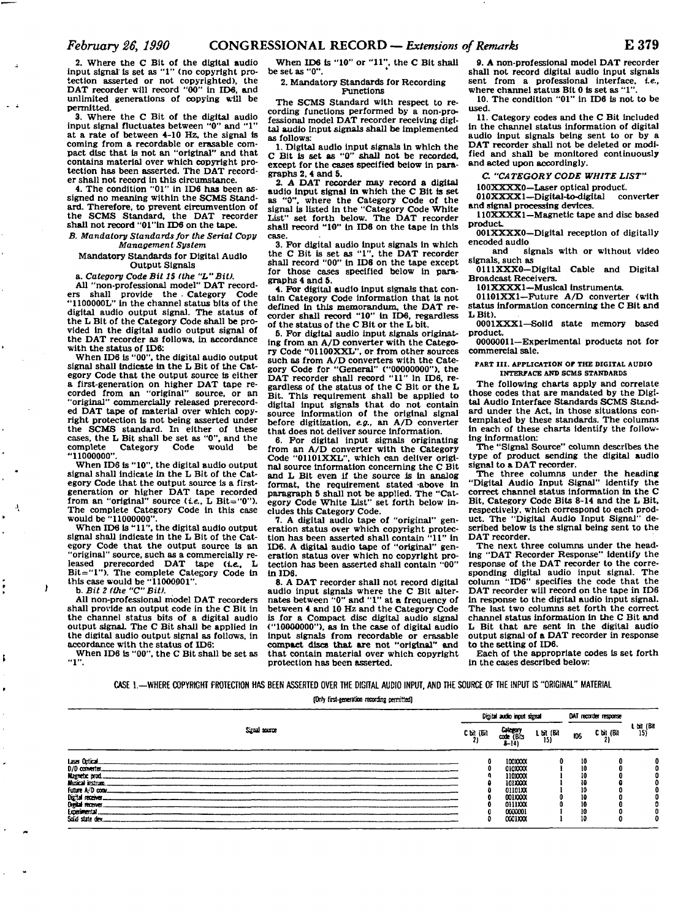2. Where the C Bit of the digital audio input signal is set as "1" (no copyright protection asserted or not copyrighted), the DAT recorder will record "00" in ID6, and unlimited generations of copying will be permitted.

3. Where the C Bit of the digital audio input signal fluctuates between "0" and "1" at a rate of between 4-10 Hz, the signal is coming from a recordable or erasable compact disc that is not an "original" and that contains material over which copyright protection has been asserted. The DAT recorder shall not record in this circumstance.

4. The condition "01" in ID6 has been assigned no meaning within the SCMS Standard. Therefore, to prevent circumvention of the SCMS Standard, the DAT recorder shall not record "01" in ID6 on the tape.

*B. Mandatory Standards for the Serial Copy Management System*

Mandatory Standards for Digital Audio Output Signals

a. *Category Code Bit 15 (the "L" Bit).*

All "non-professional model" DAT recorders shall provide the Category Code "1100000L" in the channel status bits of the digital audio output signal. The status of the L Bit of the Category Code shall be provided in the digital audio output signal of the DAT recorder as follows, in accordance with the status of ID6:

When ID6 is "00", the digital audio output signal shall indicate in the L Bit of the Category Code that the output source is either a first-generation on higher DAT tape recorded from an "original" source, or an "original" commercially released prerecorded DAT tape of material over which copyright protection is not being asserted under the SCMS standard. In either of these cases, the L Bit shall be set as "0", and the complete Category Code would be "11000000".

When ID6 is "10", the digital audio output signal shall indicate in the L Bit of the Category Code that the output source is a first-generation or higher DAT tape recorded from an "original" source (*i.e.*, L Bit="0"). The complete Category Code in this case would be "11000000".

When ID6 is "11", the digital audio output signal shall indicate in the L Bit of the Category Code that the output source is an "original" source, such as a commercially released prerecorded DAT tape (*i.e.*, L Bit="1"). The complete Category Code in this case would be "11000001".

b. *Bit 2 (the "C" Bit).*

All non-professional model DAT recorders shall provide an output code in the C Bit in the channel status bits of a digital audio output signal. The C Bit shall be applied in the digital audio output signal as follows, in accordance with the status of ID6:

When ID6 is "00", the C Bit shall be set as "1".

When ID6 is "10" or "11", the C Bit shall be set as "0".

2. Mandatory Standards for Recording Functions

The SCMS Standard with respect to recording functions performed by a non-professional model DAT recorder receiving digital audio input signals shall be implemented as follows:

1. Digital audio input signals in which the C Bit is set as "0" shall not be recorded, except for the cases specified below in paragraphs 2, 4 and 5.

2. A DAT recorder may record a digital audio input signal in which the C Bit is set as "0", where the Category Code of the signal is listed in the "Category Code White List" set forth below. The DAT recorder shall record "10" in ID6 on the tape in this case.

3. For digital audio input signals in which the C Bit is set as "1", the DAT recorder shall record "00" in ID6 on the tape except for those cases specified below in paragraphs 4 and 5.

4. For digital audio input signals that contain Category Code information that is not defined in this memorandum, the DAT recorder shall record "10" in ID6, regardless of the status of the C Bit or the L bit.

5. For digital audio input signals originating from an A/D converter with the Category Code "01100XXL", or from other sources such as from A/D converters with the Category Code for "General" ("00000000"), the DAT recorder shall record "11" in ID6, regardless of the status of the C Bit or the L Bit. This requirement shall be applied to digital input signals that do not contain source information of the original signal before digitization, *e.g.*, an A/D converter that does not deliver source information.

6. For digital input signals originating from an A/D converter with the Category Code "01101XXL", which can deliver original source information concerning the C Bit and L Bit even if the source is in analog format, the requirement stated above in paragraph 5 shall not be applied. The "Category Code White List" set forth below includes this Category Code.

7. A digital audio tape of "original" generation status over which copyright protection has been asserted shall contain "11" in ID6. A digital audio tape of "original" generation status over which no copyright protection has been asserted shall contain "00" in ID6.

8. A DAT recorder shall not record digital audio input signals where the C Bit alternates between "0" and "1" at a frequency of between 4 and 10 Hz and the Category Code is for a Compact disc digital audio signal ("10000000"), as in the case of digital audio input signals from recordable or erasable compact discs that are not "original" and that contain material over which copyright protection has been asserted.

9. A non-professional model DAT recorder shall not record digital audio input signals sent from a professional interface, *i.e.*, where channel status Bit 0 is set as "1".

10. The condition "01" in ID6 is not to be used.

11. Category codes and the C Bit included in the channel status information of digital audio input signals being sent to or by a DAT recorder shall not be deleted or modified and shall be monitored continuously and acted upon accordingly.

*C. "CATEGORY CODE WHITE LIST"*

100XXXX0—Laser optical product.

010XXXX1—Digital-to-digital converter and signal processing devices.

110XXXX1—Magnetic tape and disc based product.

001XXXX0—Digital reception of digitally encoded audio and signals with or without video signals, such as

0111XXX0—Digital Cable and Digital Broadcast Receivers.

101XXXX1—Musical instruments.

01101XX1—Future A/D converter (with status information concerning the C Bit and L Bit).

0001XXX1—Solid state memory based product.

00000011—Experimental products not for commercial sale.

PART III. APPLICATION OF THE DIGITAL AUDIO INTERFACE AND SCMS STANDARDS

The following charts apply and correlate those codes that are mandated by the Digital Audio Interface Standards SCMS Standard under the Act, in those situations contemplated by these standards. The columns in each of these charts identify the following information:

The "Signal Source" column describes the type of product sending the digital audio signal to a DAT recorder.

The three columns under the heading "Digital Audio Input Signal" identify the correct channel status information in the C Bit, Category Code Bits 8-14 and the L Bit, respectively, which correspond to each product. The "Digital Audio Input Signal" described below is the signal being sent to the DAT recorder.

The next three columns under the heading "DAT Recorder Response" identify the response of the DAT recorder to the corresponding digital audio input signal. The column "ID6" specifies the code that the DAT recorder will record on the tape in ID6 in response to the digital audio input signal. The last two columns set forth the correct channel status information in the C Bit and L Bit that are sent in the digital audio output signal of a DAT recorder in response to the setting of ID6.

Each of the appropriate codes is set forth in the cases described below:

CASE 1.—WHERE COPYRIGHT PROTECTION HAS BEEN ASSERTED OVER THE DIGITAL AUDIO INPUT, AND THE SOURCE OF THE INPUT IS "ORIGINAL" MATERIAL

[Only first-generation recording permitted]

| Signal source | Digital audio input signal | | | DAT recorder response | | |
|---|---|---|---|---|---|---|
| | C bit (Bit 2) | Category code (Bits 8-14) | L bit (Bit 15) | ID6 | C bit (Bit 2) | L bit (Bit 15) |
| Laser Optical | 0 | 100XXXX | 0 | 10 | 0 | 0 |
| D/D converter | 0 | 010XXXX | 1 | 10 | 0 | 0 |
| Magnetic prod. | 0 | 110XXXX | 1 | 10 | 0 | 0 |
| Musical instrum. | 0 | 101XXXX | 1 | 10 | 0 | 0 |
| Future A/D conv. | 0 | 01101XX | 1 | 10 | 0 | 0 |
| Digital receiver | 0 | 001XXXX | 0 | 10 | 0 | 0 |
| Digital receiver | 0 | 0111XXX | 0 | 10 | 0 | 0 |
| Experimental | 0 | 0000001 | 1 | 10 | 0 | 0 |
| Solid state dev. | 0 | 0001XXX | 1 | 10 | 0 | 0 |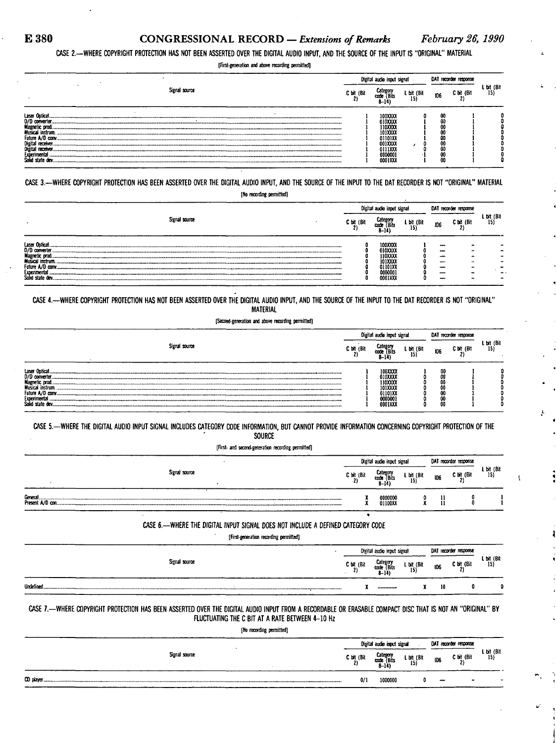CASE 2.—WHERE COPYRIGHT PROTECTION HAS NOT BEEN ASSERTED OVER THE DIGITAL AUDIO INPUT, AND THE SOURCE OF THE INPUT IS "ORIGINAL" MATERIAL

[First-generation and above recording permitted]

| Signal source | Digital audio input signal | | | DAT recorder response | | |
|---|---|---|---|---|---|---|
| | C bit (Bit 2) | Category code (Bits 8–14) | L bit (Bit 15) | ID6 | C bit (Bit 2) | L bit (Bit 15) |
| Laser Optical | 1 | 100XXXX | 0 | 00 | 1 | 0 |
| D/D converter | 1 | 010XXXX | 1 | 00 | 1 | 0 |
| Magnetic prod. | 1 | 110XXXX | 1 | 00 | 1 | 0 |
| Musical instrum. | 1 | 101XXXX | 1 | 00 | 1 | 0 |
| Future A/D conv. | 1 | 01101XX | 1 | 00 | 1 | 0 |
| Digital receiver | 1 | 001XXXX | 0 | 00 | 1 | 0 |
| Digital receiver | 1 | 0111XXX | 0 | 00 | 1 | 0 |
| Experimental | 1 | 0000001 | 1 | 00 | 1 | 0 |
| Solid state dev. | 1 | 0001XXX | 1 | 00 | 1 | 0 |

CASE 3.—WHERE COPYRIGHT PROTECTION HAS BEEN ASSERTED OVER THE DIGITAL AUDIO INPUT, AND THE SOURCE OF THE INPUT TO THE DAT RECORDER IS NOT "ORIGINAL" MATERIAL

[No recording permitted]

| Signal source | Digital audio input signal | | | DAT recorder response | | |
|---|---|---|---|---|---|---|
| | C bit (Bit 2) | Category code (Bits 8–14) | L bit (Bit 15) | ID6 | C bit (Bit 2) | L bit (Bit 15) |
| Laser Optical | 0 | 100XXXX | 1 | — | - | - |
| D/D converter | 0 | 010XXXX | 0 | — | - | - |
| Magnetic prod. | 0 | 110XXXX | 0 | — | - | - |
| Musical instrum. | 0 | 101XXXX | 0 | — | - | - |
| Future A/D conv. | 0 | 01101XX | 0 | — | - | - |
| Experimental | 0 | 0000001 | 0 | — | - | - |
| Solid state dev. | 0 | 0001XXX | 0 | — | - | - |

CASE 4.—WHERE COPYRIGHT PROTECTION HAS NOT BEEN ASSERTED OVER THE DIGITAL AUDIO INPUT, AND THE SOURCE OF THE INPUT TO THE DAT RECORDER IS NOT "ORIGINAL" MATERIAL

[Second-generation and above recording permitted]

| Signal source | Digital audio input signal | | | DAT recorder response | | |
|---|---|---|---|---|---|---|
| | C bit (Bit 2) | Category code (Bits 8–14) | L bit (Bit 15) | ID6 | C bit (Bit 2) | L bit (Bit 15) |
| Laser Optical | 1 | 100XXXX | 1 | 00 | 1 | 0 |
| D/D converter | 1 | 010XXXX | 0 | 00 | 1 | 0 |
| Magnetic prod. | 1 | 110XXXX | 0 | 00 | 1 | 0 |
| Musical instrum. | 1 | 101XXXX | 0 | 00 | 1 | 0 |
| Future A/D conv. | 1 | 01101XX | 0 | 00 | 1 | 0 |
| Experimental | 1 | 0000001 | 0 | 00 | 1 | 0 |
| Solid state dev. | 1 | 0001XXX | 0 | 00 | 1 | 0 |

CASE 5.—WHERE THE DIGITAL AUDIO INPUT SIGNAL INCLUDES CATEGORY CODE INFORMATION, BUT CANNOT PROVIDE INFORMATION CONCERNING COPYRIGHT PROTECTION OF THE SOURCE

[First- and second-generation recording permitted]

| Signal source | Digital audio input signal | | | DAT recorder response | | |
|---|---|---|---|---|---|---|
| | C bit (Bit 2) | Category code (Bits 8–14) | L bit (Bit 15) | ID6 | C bit (Bit 2) | L bit (Bit 15) |
| General | X | 0000000 | 0 | 11 | 0 | 1 |
| Present A/D con. | X | 01100XX | X | 11 | 0 | 1 |

CASE 6.—WHERE THE DIGITAL INPUT SIGNAL DOES NOT INCLUDE A DEFINED CATEGORY CODE

[First-generation recording permitted]

| Signal source | Digital audio input signal | | | DAT recorder response | | |
|---|---|---|---|---|---|---|
| | C bit (Bit 2) | Category code (Bits 8–14) | L bit (Bit 15) | ID6 | C bit (Bit 2) | L bit (Bit 15) |
| Undefined | X | ——— | X | 10 | 0 | 0 |

CASE 7.—WHERE COPYRIGHT PROTECTION HAS BEEN ASSERTED OVER THE DIGITAL AUDIO INPUT FROM A RECORDABLE OR ERASABLE COMPACT DISC THAT IS NOT AN "ORIGINAL" BY FLUCTUATING THE C BIT AT A RATE BETWEEN 4–10 Hz

[No recording permitted]

| Signal source | Digital audio input signal | | | DAT recorder response | | |
|---|---|---|---|---|---|---|
| | C bit (Bit 2) | Category code (Bits 8–14) | L bit (Bit 15) | ID6 | C bit (Bit 2) | L bit (Bit 15) |
| CD player | 0/1 | 1000000 | 0 | — | - | - |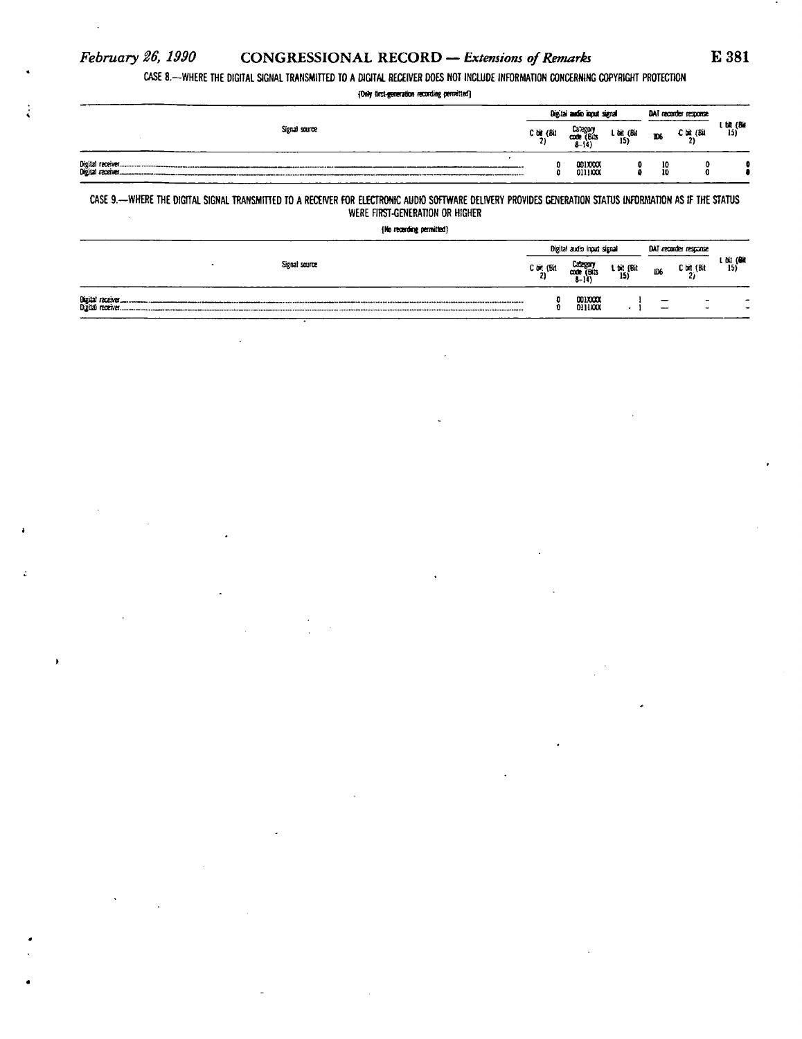CASE 8.—WHERE THE DIGITAL SIGNAL TRANSMITTED TO A DIGITAL RECEIVER DOES NOT INCLUDE INFORMATION CONCERNING COPYRIGHT PROTECTION

[Only first-generation recording permitted]

| Signal source | Digital audio input signal | | | DAT recorder response | | |
|---|---|---|---|---|---|---|
| | C bit (Bit 2) | Category code (Bits 8–14) | L bit (Bit 15) | ID6 | C bit (Bit 2) | L bit (Bit 15) |
| Digital receiver | 0 | 001XXXX | 0 | 10 | 0 | 0 |
| Digital receiver | 0 | 0111XXX | 0 | 10 | 0 | 0 |

CASE 9.—WHERE THE DIGITAL SIGNAL TRANSMITTED TO A RECEIVER FOR ELECTRONIC AUDIO SOFTWARE DELIVERY PROVIDES GENERATION STATUS INFORMATION AS IF THE STATUS WERE FIRST-GENERATION OR HIGHER

[No recording permitted]

| Signal source | Digital audio input signal | | | DAT recorder response | | |
|---|---|---|---|---|---|---|
| | C bit (Bit 2) | Category code (Bits 8–14) | L bit (Bit 15) | ID6 | C bit (Bit 2) | L bit (Bit 15) |
| Digital receiver | 0 | 001XXXX | 1 | — | – | – |
| Digital receiver | 0 | 0111XXX | 1 | — | – | – |